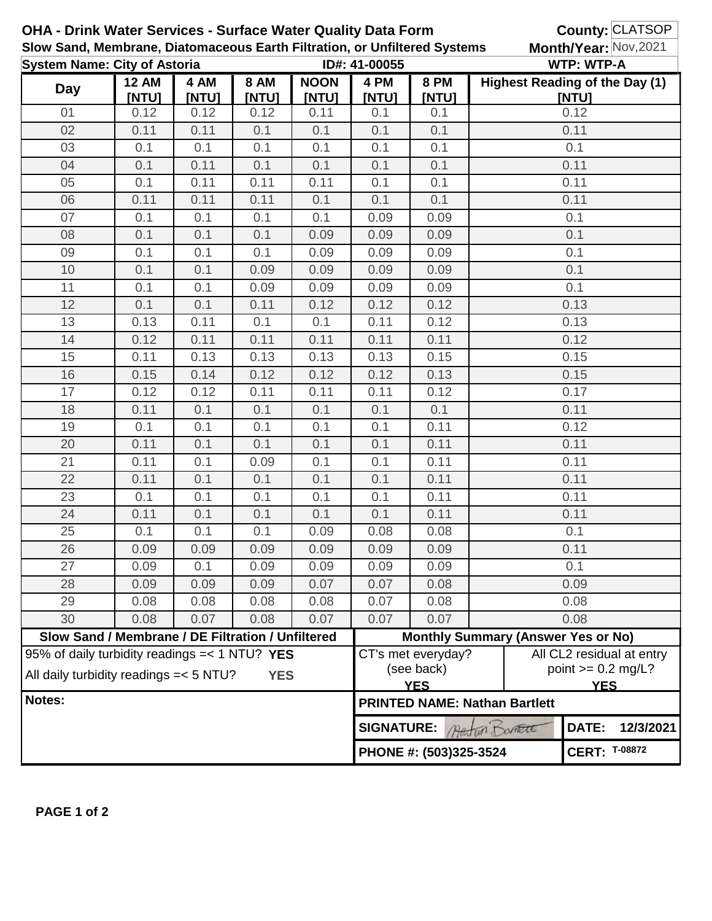**OHA - Drink Water Services - Surface Water Quality Data Form**
**Slow Sand, Membrane, Diatomaceous Earth Filtration, or Unfiltered Systems**

**County:** CLATSOP
**Month/Year:** Nov,2021

**System Name: City of Astoria** | **ID#: 41-00055** | **WTP: WTP-A**

| Day | 12 AM [NTU] | 4 AM [NTU] | 8 AM [NTU] | NOON [NTU] | 4 PM [NTU] | 8 PM [NTU] | Highest Reading of the Day (1) [NTU] |
|---|---|---|---|---|---|---|---|
| 01 | 0.12 | 0.12 | 0.12 | 0.11 | 0.1 | 0.1 | 0.12 |
| 02 | 0.11 | 0.11 | 0.1 | 0.1 | 0.1 | 0.1 | 0.11 |
| 03 | 0.1 | 0.1 | 0.1 | 0.1 | 0.1 | 0.1 | 0.1 |
| 04 | 0.1 | 0.11 | 0.1 | 0.1 | 0.1 | 0.1 | 0.11 |
| 05 | 0.1 | 0.11 | 0.11 | 0.11 | 0.1 | 0.1 | 0.11 |
| 06 | 0.11 | 0.11 | 0.11 | 0.1 | 0.1 | 0.1 | 0.11 |
| 07 | 0.1 | 0.1 | 0.1 | 0.1 | 0.09 | 0.09 | 0.1 |
| 08 | 0.1 | 0.1 | 0.1 | 0.09 | 0.09 | 0.09 | 0.1 |
| 09 | 0.1 | 0.1 | 0.1 | 0.09 | 0.09 | 0.09 | 0.1 |
| 10 | 0.1 | 0.1 | 0.09 | 0.09 | 0.09 | 0.09 | 0.1 |
| 11 | 0.1 | 0.1 | 0.09 | 0.09 | 0.09 | 0.09 | 0.1 |
| 12 | 0.1 | 0.1 | 0.11 | 0.12 | 0.12 | 0.12 | 0.13 |
| 13 | 0.13 | 0.11 | 0.1 | 0.1 | 0.11 | 0.12 | 0.13 |
| 14 | 0.12 | 0.11 | 0.11 | 0.11 | 0.11 | 0.11 | 0.12 |
| 15 | 0.11 | 0.13 | 0.13 | 0.13 | 0.13 | 0.15 | 0.15 |
| 16 | 0.15 | 0.14 | 0.12 | 0.12 | 0.12 | 0.13 | 0.15 |
| 17 | 0.12 | 0.12 | 0.11 | 0.11 | 0.11 | 0.12 | 0.17 |
| 18 | 0.11 | 0.1 | 0.1 | 0.1 | 0.1 | 0.1 | 0.11 |
| 19 | 0.1 | 0.1 | 0.1 | 0.1 | 0.1 | 0.11 | 0.12 |
| 20 | 0.11 | 0.1 | 0.1 | 0.1 | 0.1 | 0.11 | 0.11 |
| 21 | 0.11 | 0.1 | 0.09 | 0.1 | 0.1 | 0.11 | 0.11 |
| 22 | 0.11 | 0.1 | 0.1 | 0.1 | 0.1 | 0.11 | 0.11 |
| 23 | 0.1 | 0.1 | 0.1 | 0.1 | 0.1 | 0.11 | 0.11 |
| 24 | 0.11 | 0.1 | 0.1 | 0.1 | 0.1 | 0.11 | 0.11 |
| 25 | 0.1 | 0.1 | 0.1 | 0.09 | 0.08 | 0.08 | 0.1 |
| 26 | 0.09 | 0.09 | 0.09 | 0.09 | 0.09 | 0.09 | 0.11 |
| 27 | 0.09 | 0.1 | 0.09 | 0.09 | 0.09 | 0.09 | 0.1 |
| 28 | 0.09 | 0.09 | 0.09 | 0.07 | 0.07 | 0.08 | 0.09 |
| 29 | 0.08 | 0.08 | 0.08 | 0.08 | 0.07 | 0.08 | 0.08 |
| 30 | 0.08 | 0.07 | 0.08 | 0.07 | 0.07 | 0.07 | 0.08 |

**Slow Sand / Membrane / DE Filtration / Unfiltered**

95% of daily turbidity readings =< 1 NTU? **YES**

All daily turbidity readings =< 5 NTU? **YES**

**Monthly Summary (Answer Yes or No)**

CT's met everyday? (see back) **YES**

All CL2 residual at entry point >= 0.2 mg/L? **YES**

**Notes:**

**PRINTED NAME: Nathan Bartlett**

**SIGNATURE:** Nathan Bartlett

**DATE:** 12/3/2021

**PHONE #: (503)325-3524**

**CERT:** T-08872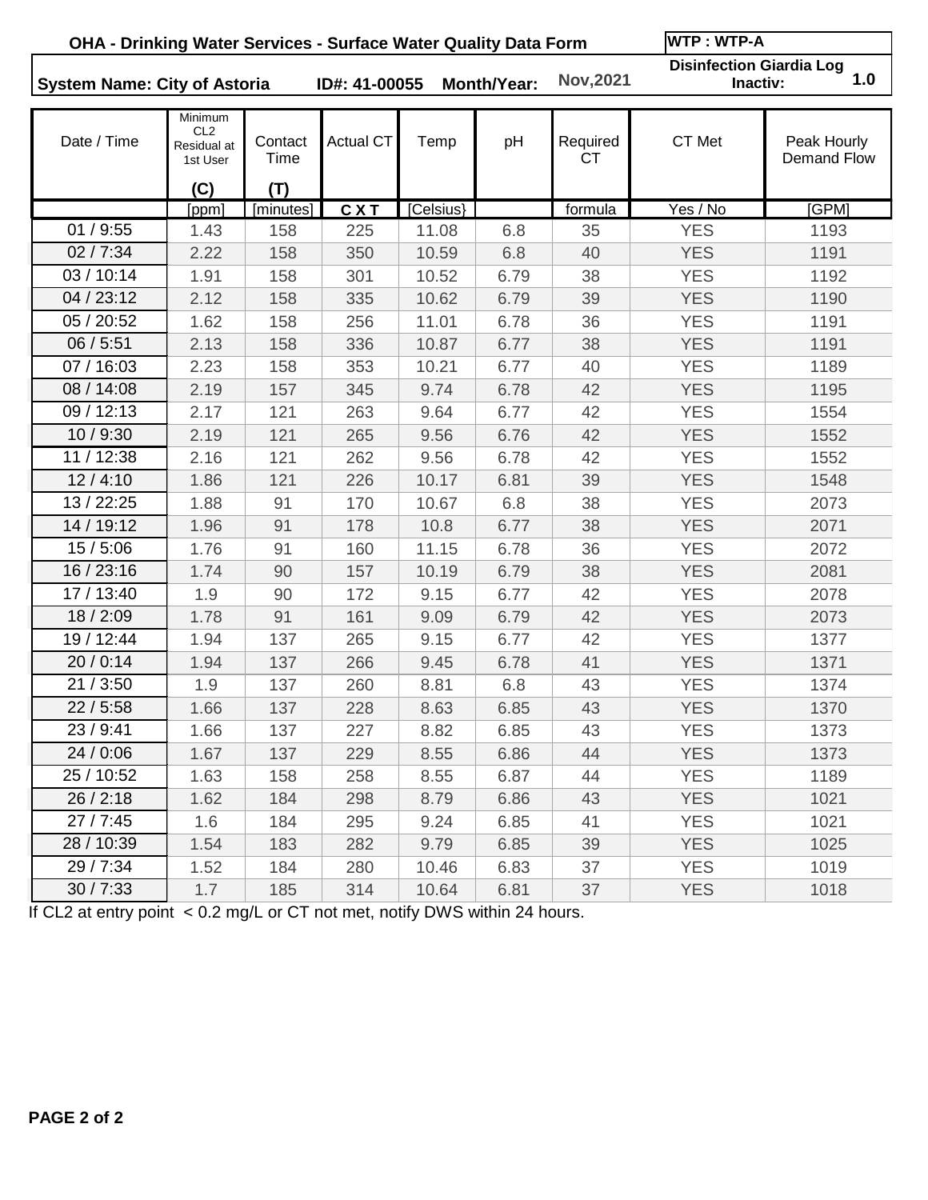**OHA - Drinking Water Services - Surface Water Quality Data Form**

**WTP : WTP-A**

**System Name: City of Astoria** **ID#: 41-00055** **Month/Year:** **Nov,2021**

**Disinfection Giardia Log Inactiv:** **1.0**

| Date / Time | Minimum $CL_2$ Residual at 1st User (C) | Contact Time (T) | Actual CT | Temp | pH | Required CT | CT Met | Peak Hourly Demand Flow |
|---|---|---|---|---|---|---|---|---|
| | [ppm] | [minutes] | C X T | [Celsius} | | formula | Yes / No | [GPM] |
| 01 / 9:55 | 1.43 | 158 | 225 | 11.08 | 6.8 | 35 | YES | 1193 |
| 02 / 7:34 | 2.22 | 158 | 350 | 10.59 | 6.8 | 40 | YES | 1191 |
| 03 / 10:14 | 1.91 | 158 | 301 | 10.52 | 6.79 | 38 | YES | 1192 |
| 04 / 23:12 | 2.12 | 158 | 335 | 10.62 | 6.79 | 39 | YES | 1190 |
| 05 / 20:52 | 1.62 | 158 | 256 | 11.01 | 6.78 | 36 | YES | 1191 |
| 06 / 5:51 | 2.13 | 158 | 336 | 10.87 | 6.77 | 38 | YES | 1191 |
| 07 / 16:03 | 2.23 | 158 | 353 | 10.21 | 6.77 | 40 | YES | 1189 |
| 08 / 14:08 | 2.19 | 157 | 345 | 9.74 | 6.78 | 42 | YES | 1195 |
| 09 / 12:13 | 2.17 | 121 | 263 | 9.64 | 6.77 | 42 | YES | 1554 |
| 10 / 9:30 | 2.19 | 121 | 265 | 9.56 | 6.76 | 42 | YES | 1552 |
| 11 / 12:38 | 2.16 | 121 | 262 | 9.56 | 6.78 | 42 | YES | 1552 |
| 12 / 4:10 | 1.86 | 121 | 226 | 10.17 | 6.81 | 39 | YES | 1548 |
| 13 / 22:25 | 1.88 | 91 | 170 | 10.67 | 6.8 | 38 | YES | 2073 |
| 14 / 19:12 | 1.96 | 91 | 178 | 10.8 | 6.77 | 38 | YES | 2071 |
| 15 / 5:06 | 1.76 | 91 | 160 | 11.15 | 6.78 | 36 | YES | 2072 |
| 16 / 23:16 | 1.74 | 90 | 157 | 10.19 | 6.79 | 38 | YES | 2081 |
| 17 / 13:40 | 1.9 | 90 | 172 | 9.15 | 6.77 | 42 | YES | 2078 |
| 18 / 2:09 | 1.78 | 91 | 161 | 9.09 | 6.79 | 42 | YES | 2073 |
| 19 / 12:44 | 1.94 | 137 | 265 | 9.15 | 6.77 | 42 | YES | 1377 |
| 20 / 0:14 | 1.94 | 137 | 266 | 9.45 | 6.78 | 41 | YES | 1371 |
| 21 / 3:50 | 1.9 | 137 | 260 | 8.81 | 6.8 | 43 | YES | 1374 |
| 22 / 5:58 | 1.66 | 137 | 228 | 8.63 | 6.85 | 43 | YES | 1370 |
| 23 / 9:41 | 1.66 | 137 | 227 | 8.82 | 6.85 | 43 | YES | 1373 |
| 24 / 0:06 | 1.67 | 137 | 229 | 8.55 | 6.86 | 44 | YES | 1373 |
| 25 / 10:52 | 1.63 | 158 | 258 | 8.55 | 6.87 | 44 | YES | 1189 |
| 26 / 2:18 | 1.62 | 184 | 298 | 8.79 | 6.86 | 43 | YES | 1021 |
| 27 / 7:45 | 1.6 | 184 | 295 | 9.24 | 6.85 | 41 | YES | 1021 |
| 28 / 10:39 | 1.54 | 183 | 282 | 9.79 | 6.85 | 39 | YES | 1025 |
| 29 / 7:34 | 1.52 | 184 | 280 | 10.46 | 6.83 | 37 | YES | 1019 |
| 30 / 7:33 | 1.7 | 185 | 314 | 10.64 | 6.81 | 37 | YES | 1018 |

If $CL_2$ at entry point < 0.2 mg/L or CT not met, notify DWS within 24 hours.